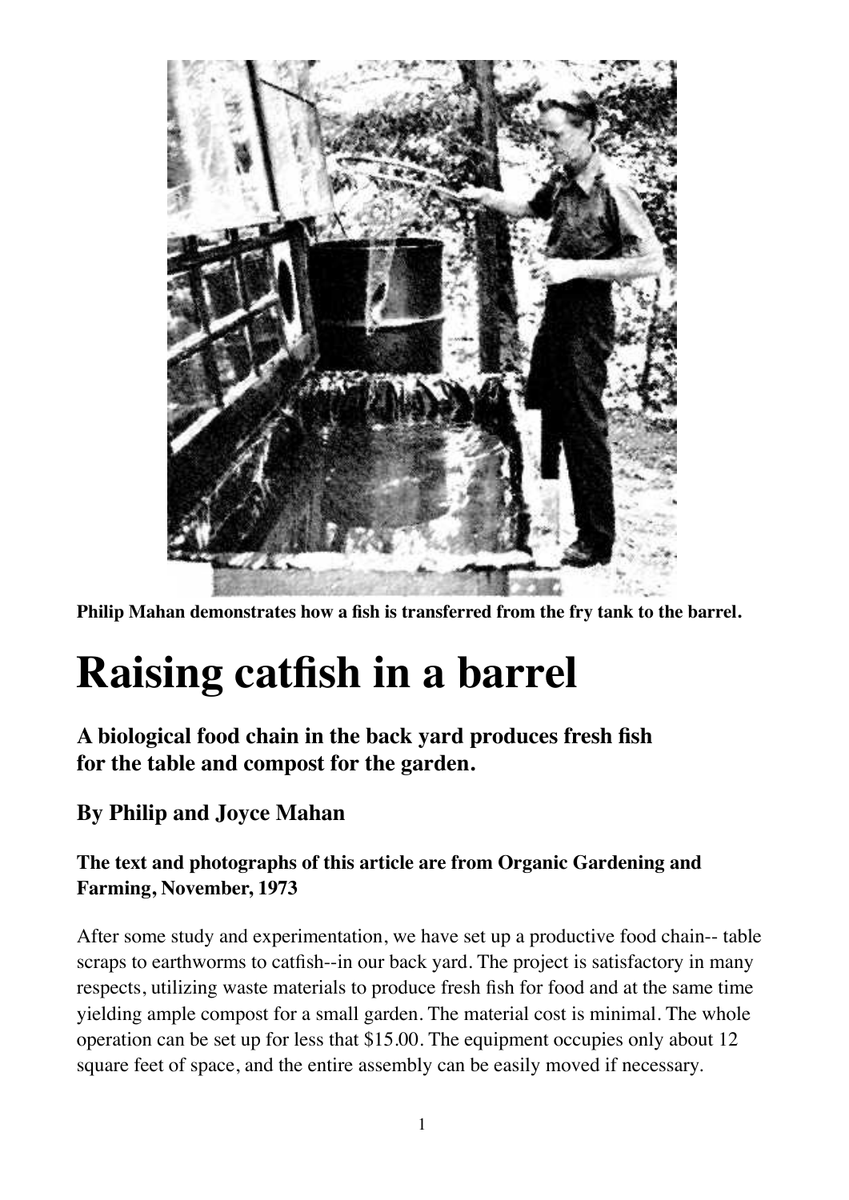Philip Mahan demonstrates how a fish is transferred from the fry tank to the barrel.

# Raising catfish in a barrel

### A biological food chain in the back yard produces fresh fish for the table and compost for the garden.

### By Philip and Joyce Mahan

#### The text and photographs of this article are from Organic Gardening and Farming, November, 1973

After some study and experimentation, we have set up a productive food chain-- table scraps to earthworms to catfish--in our back yard. The project is satisfactory in many respects, utilizing waste materials to produce fresh fish for food and at the same time yielding ample compost for a small garden. The material cost is minimal. The whole operation can be set up for less that $15.00. The equipment occupies only about 12 square feet of space, and the entire assembly can be easily moved if necessary.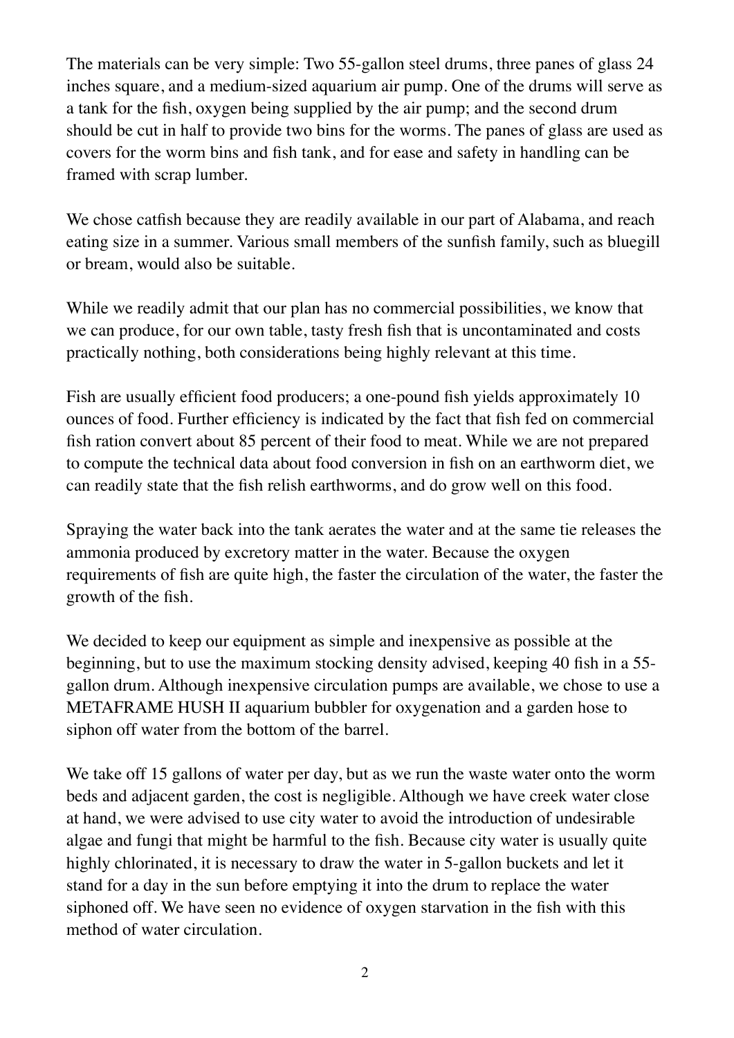The materials can be very simple: Two 55-gallon steel drums, three panes of glass 24 inches square, and a medium-sized aquarium air pump. One of the drums will serve as a tank for the fish, oxygen being supplied by the air pump; and the second drum should be cut in half to provide two bins for the worms. The panes of glass are used as covers for the worm bins and fish tank, and for ease and safety in handling can be framed with scrap lumber.

We chose catfish because they are readily available in our part of Alabama, and reach eating size in a summer. Various small members of the sunfish family, such as bluegill or bream, would also be suitable.

While we readily admit that our plan has no commercial possibilities, we know that we can produce, for our own table, tasty fresh fish that is uncontaminated and costs practically nothing, both considerations being highly relevant at this time.

Fish are usually efficient food producers; a one-pound fish yields approximately 10 ounces of food. Further efficiency is indicated by the fact that fish fed on commercial fish ration convert about 85 percent of their food to meat. While we are not prepared to compute the technical data about food conversion in fish on an earthworm diet, we can readily state that the fish relish earthworms, and do grow well on this food.

Spraying the water back into the tank aerates the water and at the same tie releases the ammonia produced by excretory matter in the water. Because the oxygen requirements of fish are quite high, the faster the circulation of the water, the faster the growth of the fish.

We decided to keep our equipment as simple and inexpensive as possible at the beginning, but to use the maximum stocking density advised, keeping 40 fish in a 55-gallon drum. Although inexpensive circulation pumps are available, we chose to use a METAFRAME HUSH II aquarium bubbler for oxygenation and a garden hose to siphon off water from the bottom of the barrel.

We take off 15 gallons of water per day, but as we run the waste water onto the worm beds and adjacent garden, the cost is negligible. Although we have creek water close at hand, we were advised to use city water to avoid the introduction of undesirable algae and fungi that might be harmful to the fish. Because city water is usually quite highly chlorinated, it is necessary to draw the water in 5-gallon buckets and let it stand for a day in the sun before emptying it into the drum to replace the water siphoned off. We have seen no evidence of oxygen starvation in the fish with this method of water circulation.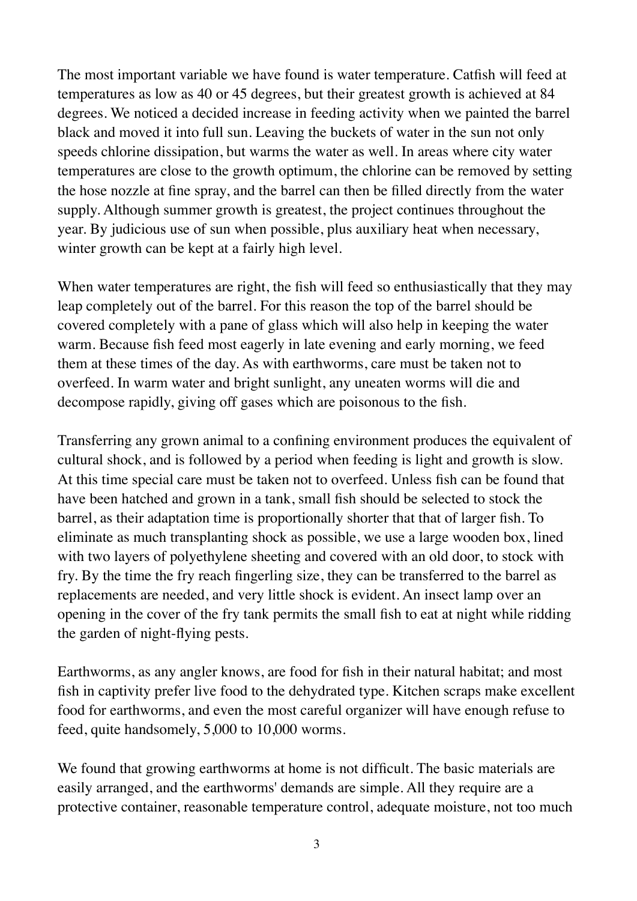The most important variable we have found is water temperature. Catfish will feed at temperatures as low as 40 or 45 degrees, but their greatest growth is achieved at 84 degrees. We noticed a decided increase in feeding activity when we painted the barrel black and moved it into full sun. Leaving the buckets of water in the sun not only speeds chlorine dissipation, but warms the water as well. In areas where city water temperatures are close to the growth optimum, the chlorine can be removed by setting the hose nozzle at fine spray, and the barrel can then be filled directly from the water supply. Although summer growth is greatest, the project continues throughout the year. By judicious use of sun when possible, plus auxiliary heat when necessary, winter growth can be kept at a fairly high level.

When water temperatures are right, the fish will feed so enthusiastically that they may leap completely out of the barrel. For this reason the top of the barrel should be covered completely with a pane of glass which will also help in keeping the water warm. Because fish feed most eagerly in late evening and early morning, we feed them at these times of the day. As with earthworms, care must be taken not to overfeed. In warm water and bright sunlight, any uneaten worms will die and decompose rapidly, giving off gases which are poisonous to the fish.

Transferring any grown animal to a confining environment produces the equivalent of cultural shock, and is followed by a period when feeding is light and growth is slow. At this time special care must be taken not to overfeed. Unless fish can be found that have been hatched and grown in a tank, small fish should be selected to stock the barrel, as their adaptation time is proportionally shorter that that of larger fish. To eliminate as much transplanting shock as possible, we use a large wooden box, lined with two layers of polyethylene sheeting and covered with an old door, to stock with fry. By the time the fry reach fingerling size, they can be transferred to the barrel as replacements are needed, and very little shock is evident. An insect lamp over an opening in the cover of the fry tank permits the small fish to eat at night while ridding the garden of night-flying pests.

Earthworms, as any angler knows, are food for fish in their natural habitat; and most fish in captivity prefer live food to the dehydrated type. Kitchen scraps make excellent food for earthworms, and even the most careful organizer will have enough refuse to feed, quite handsomely, 5,000 to 10,000 worms.

We found that growing earthworms at home is not difficult. The basic materials are easily arranged, and the earthworms' demands are simple. All they require are a protective container, reasonable temperature control, adequate moisture, not too much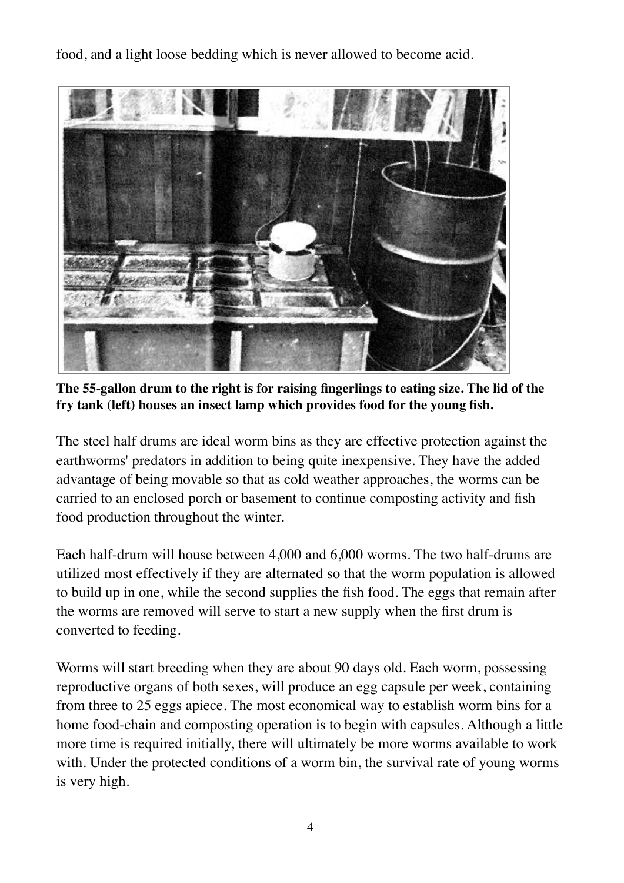food, and a light loose bedding which is never allowed to become acid.

**The 55-gallon drum to the right is for raising fingerlings to eating size. The lid of the fry tank (left) houses an insect lamp which provides food for the young fish.**

The steel half drums are ideal worm bins as they are effective protection against the earthworms' predators in addition to being quite inexpensive. They have the added advantage of being movable so that as cold weather approaches, the worms can be carried to an enclosed porch or basement to continue composting activity and fish food production throughout the winter.

Each half-drum will house between 4,000 and 6,000 worms. The two half-drums are utilized most effectively if they are alternated so that the worm population is allowed to build up in one, while the second supplies the fish food. The eggs that remain after the worms are removed will serve to start a new supply when the first drum is converted to feeding.

Worms will start breeding when they are about 90 days old. Each worm, possessing reproductive organs of both sexes, will produce an egg capsule per week, containing from three to 25 eggs apiece. The most economical way to establish worm bins for a home food-chain and composting operation is to begin with capsules. Although a little more time is required initially, there will ultimately be more worms available to work with. Under the protected conditions of a worm bin, the survival rate of young worms is very high.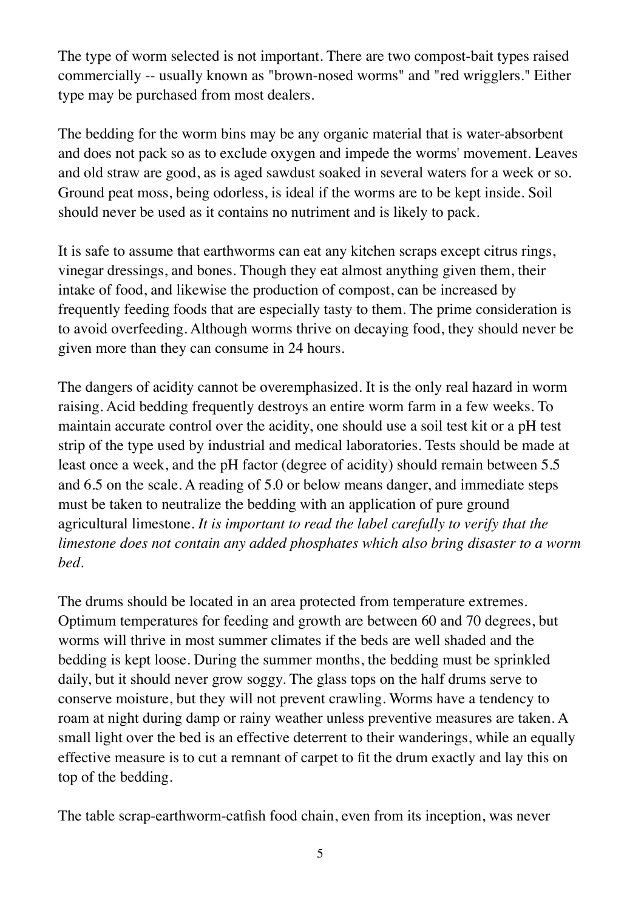The type of worm selected is not important. There are two compost-bait types raised commercially -- usually known as "brown-nosed worms" and "red wrigglers." Either type may be purchased from most dealers.

The bedding for the worm bins may be any organic material that is water-absorbent and does not pack so as to exclude oxygen and impede the worms' movement. Leaves and old straw are good, as is aged sawdust soaked in several waters for a week or so. Ground peat moss, being odorless, is ideal if the worms are to be kept inside. Soil should never be used as it contains no nutriment and is likely to pack.

It is safe to assume that earthworms can eat any kitchen scraps except citrus rings, vinegar dressings, and bones. Though they eat almost anything given them, their intake of food, and likewise the production of compost, can be increased by frequently feeding foods that are especially tasty to them. The prime consideration is to avoid overfeeding. Although worms thrive on decaying food, they should never be given more than they can consume in 24 hours.

The dangers of acidity cannot be overemphasized. It is the only real hazard in worm raising. Acid bedding frequently destroys an entire worm farm in a few weeks. To maintain accurate control over the acidity, one should use a soil test kit or a pH test strip of the type used by industrial and medical laboratories. Tests should be made at least once a week, and the pH factor (degree of acidity) should remain between 5.5 and 6.5 on the scale. A reading of 5.0 or below means danger, and immediate steps must be taken to neutralize the bedding with an application of pure ground agricultural limestone. *It is important to read the label carefully to verify that the limestone does not contain any added phosphates which also bring disaster to a worm bed.*

The drums should be located in an area protected from temperature extremes. Optimum temperatures for feeding and growth are between 60 and 70 degrees, but worms will thrive in most summer climates if the beds are well shaded and the bedding is kept loose. During the summer months, the bedding must be sprinkled daily, but it should never grow soggy. The glass tops on the half drums serve to conserve moisture, but they will not prevent crawling. Worms have a tendency to roam at night during damp or rainy weather unless preventive measures are taken. A small light over the bed is an effective deterrent to their wanderings, while an equally effective measure is to cut a remnant of carpet to fit the drum exactly and lay this on top of the bedding.

The table scrap-earthworm-catfish food chain, even from its inception, was never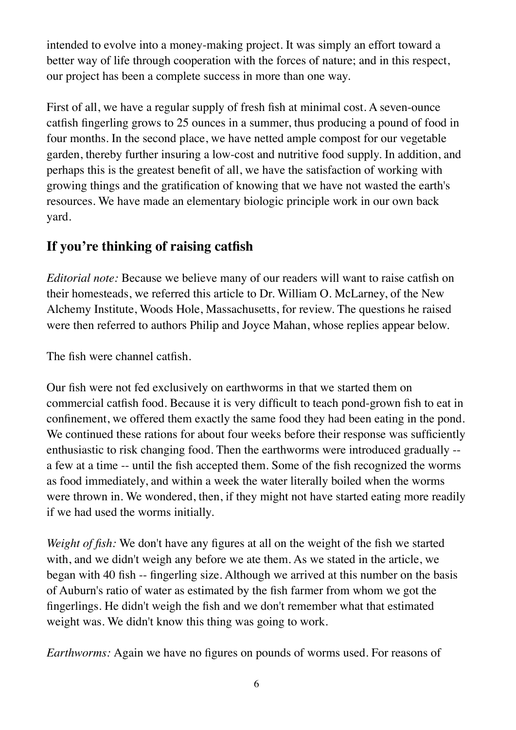intended to evolve into a money-making project. It was simply an effort toward a better way of life through cooperation with the forces of nature; and in this respect, our project has been a complete success in more than one way.

First of all, we have a regular supply of fresh fish at minimal cost. A seven-ounce catfish fingerling grows to 25 ounces in a summer, thus producing a pound of food in four months. In the second place, we have netted ample compost for our vegetable garden, thereby further insuring a low-cost and nutritive food supply. In addition, and perhaps this is the greatest benefit of all, we have the satisfaction of working with growing things and the gratification of knowing that we have not wasted the earth's resources. We have made an elementary biologic principle work in our own back yard.

## If you're thinking of raising catfish

*Editorial note:* Because we believe many of our readers will want to raise catfish on their homesteads, we referred this article to Dr. William O. McLarney, of the New Alchemy Institute, Woods Hole, Massachusetts, for review. The questions he raised were then referred to authors Philip and Joyce Mahan, whose replies appear below.

The fish were channel catfish.

Our fish were not fed exclusively on earthworms in that we started them on commercial catfish food. Because it is very difficult to teach pond-grown fish to eat in confinement, we offered them exactly the same food they had been eating in the pond. We continued these rations for about four weeks before their response was sufficiently enthusiastic to risk changing food. Then the earthworms were introduced gradually -- a few at a time -- until the fish accepted them. Some of the fish recognized the worms as food immediately, and within a week the water literally boiled when the worms were thrown in. We wondered, then, if they might not have started eating more readily if we had used the worms initially.

*Weight of fish:* We don't have any figures at all on the weight of the fish we started with, and we didn't weigh any before we ate them. As we stated in the article, we began with 40 fish -- fingerling size. Although we arrived at this number on the basis of Auburn's ratio of water as estimated by the fish farmer from whom we got the fingerlings. He didn't weigh the fish and we don't remember what that estimated weight was. We didn't know this thing was going to work.

*Earthworms:* Again we have no figures on pounds of worms used. For reasons of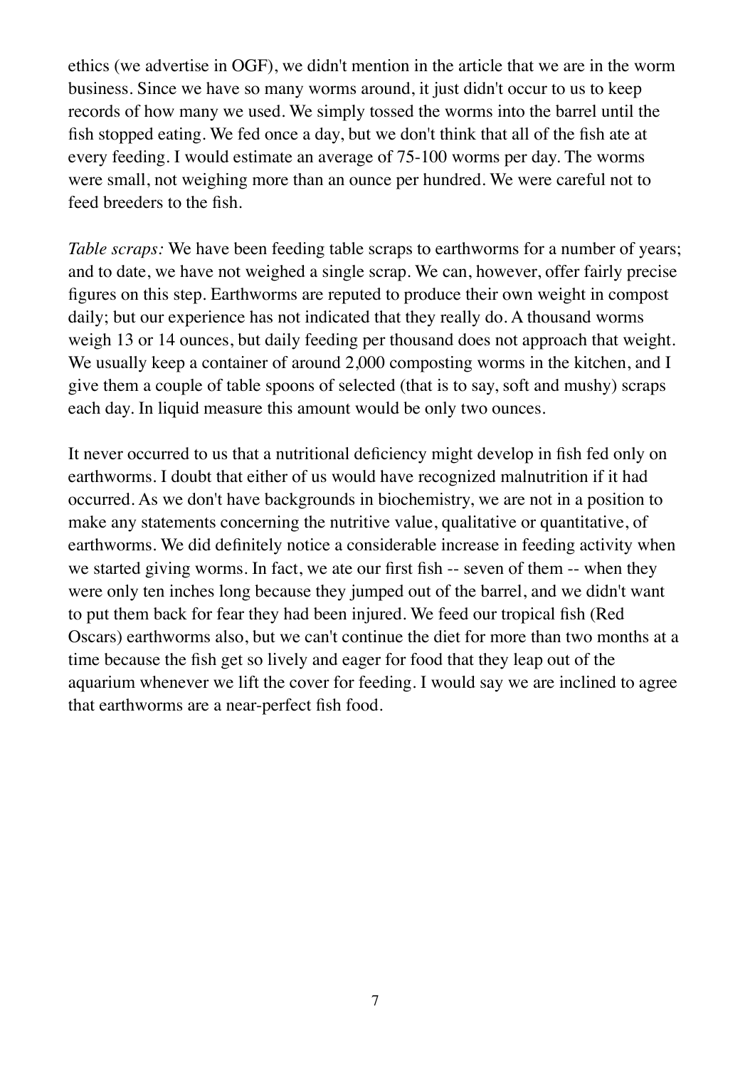ethics (we advertise in OGF), we didn't mention in the article that we are in the worm business. Since we have so many worms around, it just didn't occur to us to keep records of how many we used. We simply tossed the worms into the barrel until the fish stopped eating. We fed once a day, but we don't think that all of the fish ate at every feeding. I would estimate an average of 75-100 worms per day. The worms were small, not weighing more than an ounce per hundred. We were careful not to feed breeders to the fish.

*Table scraps:* We have been feeding table scraps to earthworms for a number of years; and to date, we have not weighed a single scrap. We can, however, offer fairly precise figures on this step. Earthworms are reputed to produce their own weight in compost daily; but our experience has not indicated that they really do. A thousand worms weigh 13 or 14 ounces, but daily feeding per thousand does not approach that weight. We usually keep a container of around 2,000 composting worms in the kitchen, and I give them a couple of table spoons of selected (that is to say, soft and mushy) scraps each day. In liquid measure this amount would be only two ounces.

It never occurred to us that a nutritional deficiency might develop in fish fed only on earthworms. I doubt that either of us would have recognized malnutrition if it had occurred. As we don't have backgrounds in biochemistry, we are not in a position to make any statements concerning the nutritive value, qualitative or quantitative, of earthworms. We did definitely notice a considerable increase in feeding activity when we started giving worms. In fact, we ate our first fish -- seven of them -- when they were only ten inches long because they jumped out of the barrel, and we didn't want to put them back for fear they had been injured. We feed our tropical fish (Red Oscars) earthworms also, but we can't continue the diet for more than two months at a time because the fish get so lively and eager for food that they leap out of the aquarium whenever we lift the cover for feeding. I would say we are inclined to agree that earthworms are a near-perfect fish food.